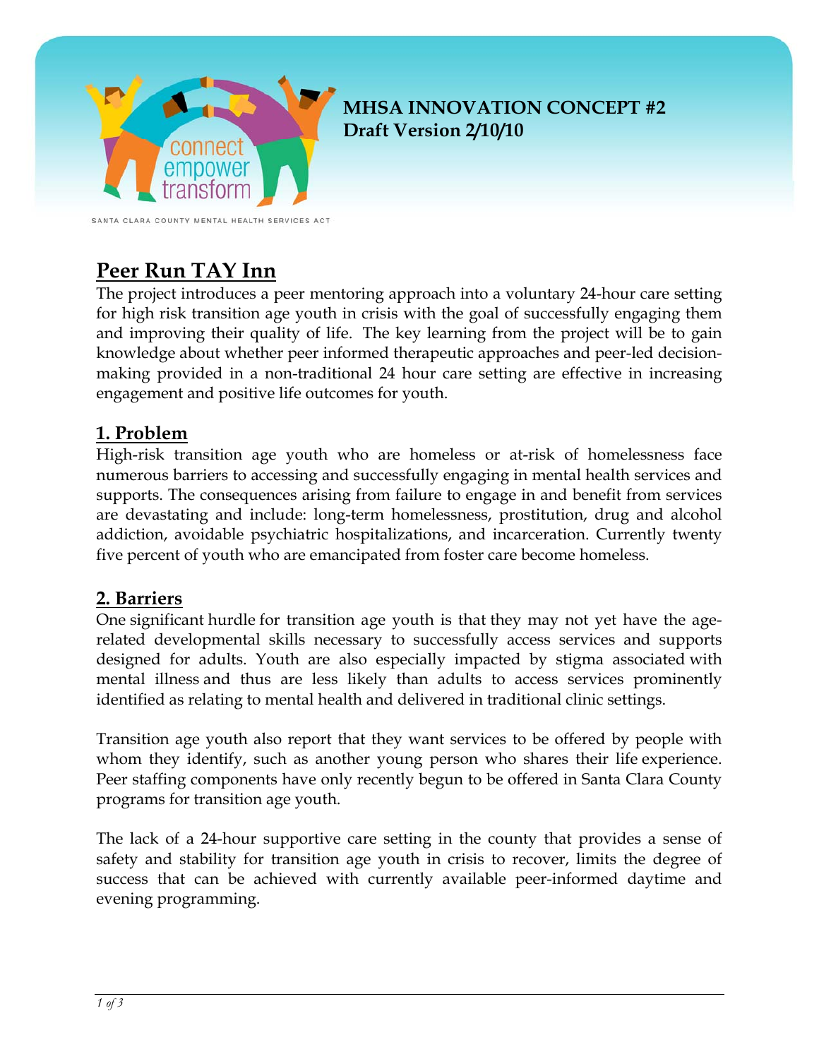**MHSA INNOVATION CONCEPT #2**
**Draft Version 2/10/10**

connect empower transform

SANTA CLARA COUNTY MENTAL HEALTH SERVICES ACT

## Peer Run TAY Inn

The project introduces a peer mentoring approach into a voluntary 24-hour care setting for high risk transition age youth in crisis with the goal of successfully engaging them and improving their quality of life. The key learning from the project will be to gain knowledge about whether peer informed therapeutic approaches and peer-led decision-making provided in a non-traditional 24 hour care setting are effective in increasing engagement and positive life outcomes for youth.

### 1. Problem

High-risk transition age youth who are homeless or at-risk of homelessness face numerous barriers to accessing and successfully engaging in mental health services and supports. The consequences arising from failure to engage in and benefit from services are devastating and include: long-term homelessness, prostitution, drug and alcohol addiction, avoidable psychiatric hospitalizations, and incarceration. Currently twenty five percent of youth who are emancipated from foster care become homeless.

### 2. Barriers

One significant hurdle for transition age youth is that they may not yet have the age-related developmental skills necessary to successfully access services and supports designed for adults. Youth are also especially impacted by stigma associated with mental illness and thus are less likely than adults to access services prominently identified as relating to mental health and delivered in traditional clinic settings.

Transition age youth also report that they want services to be offered by people with whom they identify, such as another young person who shares their life experience. Peer staffing components have only recently begun to be offered in Santa Clara County programs for transition age youth.

The lack of a 24-hour supportive care setting in the county that provides a sense of safety and stability for transition age youth in crisis to recover, limits the degree of success that can be achieved with currently available peer-informed daytime and evening programming.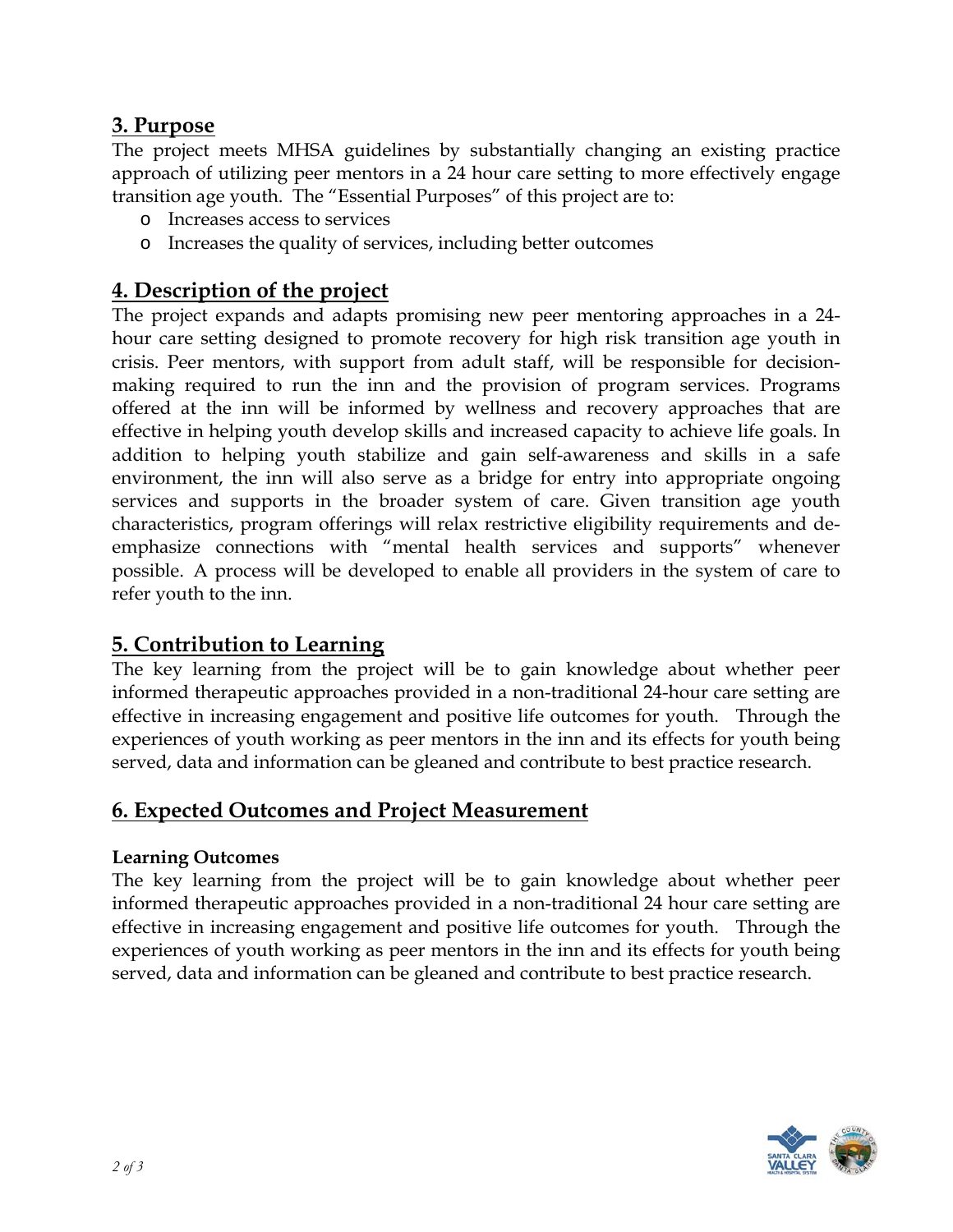## 3. Purpose

The project meets MHSA guidelines by substantially changing an existing practice approach of utilizing peer mentors in a 24 hour care setting to more effectively engage transition age youth. The "Essential Purposes" of this project are to:

- Increases access to services
- Increases the quality of services, including better outcomes

## 4. Description of the project

The project expands and adapts promising new peer mentoring approaches in a 24-hour care setting designed to promote recovery for high risk transition age youth in crisis. Peer mentors, with support from adult staff, will be responsible for decision-making required to run the inn and the provision of program services. Programs offered at the inn will be informed by wellness and recovery approaches that are effective in helping youth develop skills and increased capacity to achieve life goals. In addition to helping youth stabilize and gain self-awareness and skills in a safe environment, the inn will also serve as a bridge for entry into appropriate ongoing services and supports in the broader system of care. Given transition age youth characteristics, program offerings will relax restrictive eligibility requirements and de-emphasize connections with "mental health services and supports" whenever possible. A process will be developed to enable all providers in the system of care to refer youth to the inn.

## 5. Contribution to Learning

The key learning from the project will be to gain knowledge about whether peer informed therapeutic approaches provided in a non-traditional 24-hour care setting are effective in increasing engagement and positive life outcomes for youth. Through the experiences of youth working as peer mentors in the inn and its effects for youth being served, data and information can be gleaned and contribute to best practice research.

## 6. Expected Outcomes and Project Measurement

**Learning Outcomes**

The key learning from the project will be to gain knowledge about whether peer informed therapeutic approaches provided in a non-traditional 24 hour care setting are effective in increasing engagement and positive life outcomes for youth. Through the experiences of youth working as peer mentors in the inn and its effects for youth being served, data and information can be gleaned and contribute to best practice research.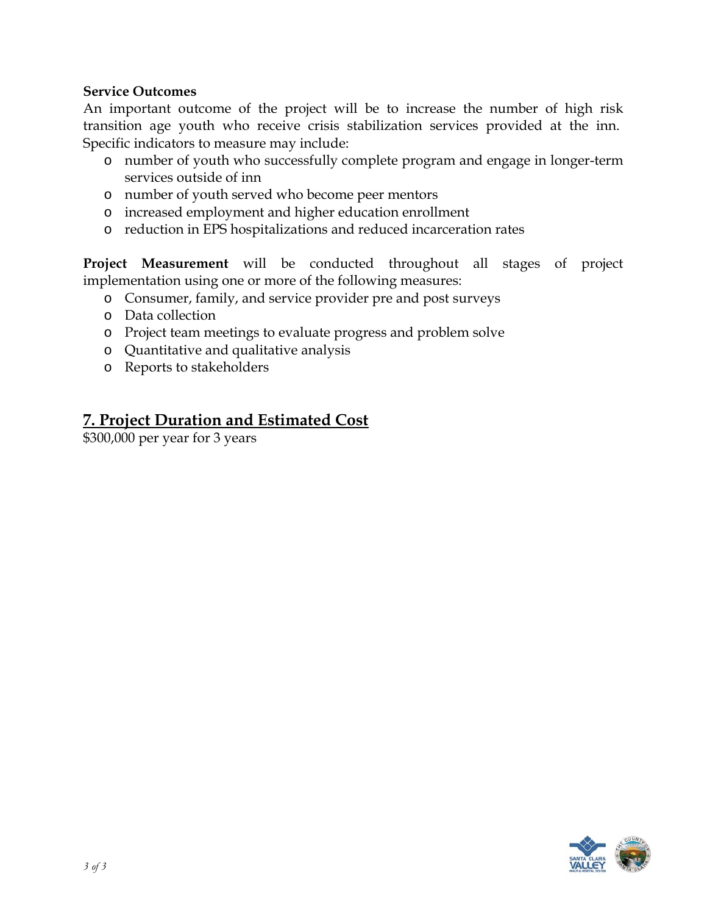**Service Outcomes**

An important outcome of the project will be to increase the number of high risk transition age youth who receive crisis stabilization services provided at the inn. Specific indicators to measure may include:

- number of youth who successfully complete program and engage in longer-term services outside of inn
- number of youth served who become peer mentors
- increased employment and higher education enrollment
- reduction in EPS hospitalizations and reduced incarceration rates

**Project Measurement** will be conducted throughout all stages of project implementation using one or more of the following measures:

- Consumer, family, and service provider pre and post surveys
- Data collection
- Project team meetings to evaluate progress and problem solve
- Quantitative and qualitative analysis
- Reports to stakeholders

## 7. Project Duration and Estimated Cost

$300,000 per year for 3 years